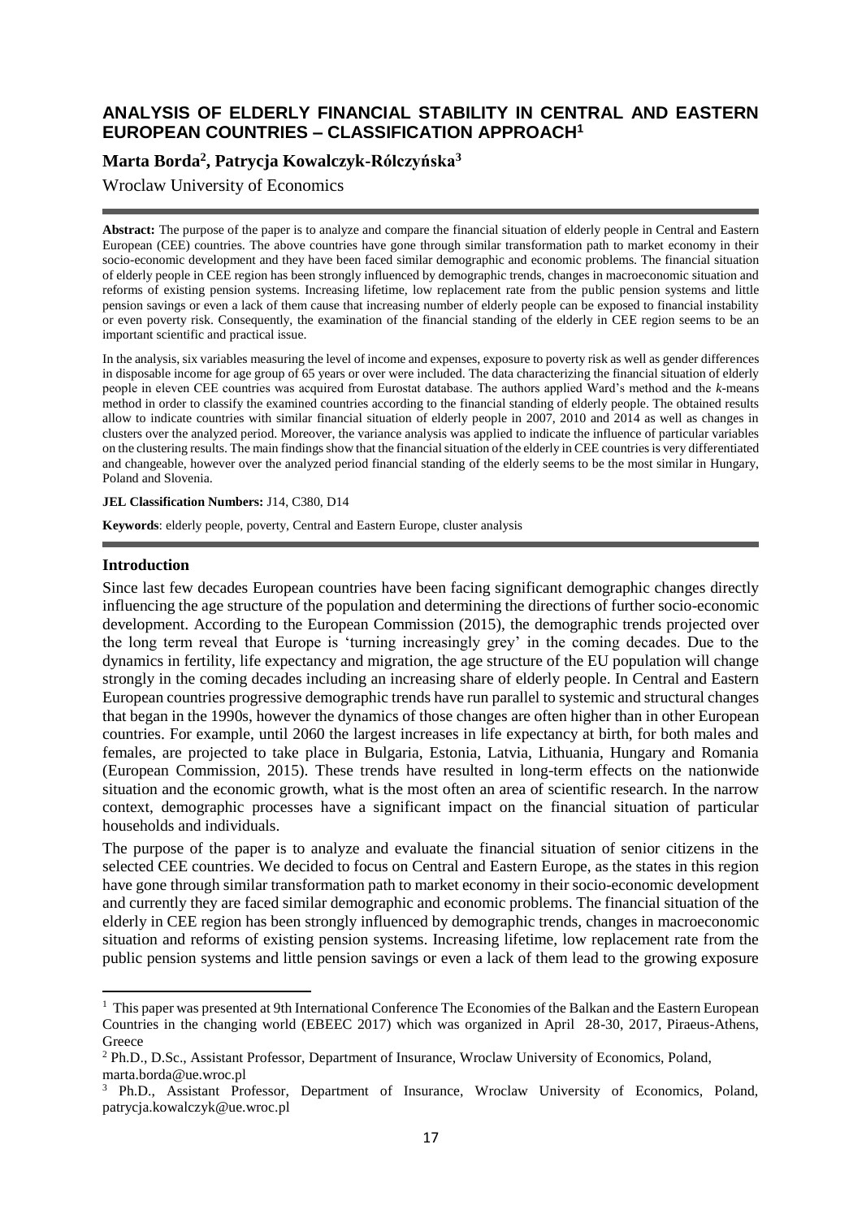# ANALYSIS OF ELDERLY FINANCIAL STABILITY IN CENTRAL AND EASTERN EUROPEAN COUNTRIES – CLASSIFICATION APPROACH[1]

**Marta Borda[2], Patrycja Kowalczyk-Rólczyńska[3]**

Wroclaw University of Economics

**Abstract:** The purpose of the paper is to analyze and compare the financial situation of elderly people in Central and Eastern European (CEE) countries. The above countries have gone through similar transformation path to market economy in their socio-economic development and they have been faced similar demographic and economic problems. The financial situation of elderly people in CEE region has been strongly influenced by demographic trends, changes in macroeconomic situation and reforms of existing pension systems. Increasing lifetime, low replacement rate from the public pension systems and little pension savings or even a lack of them cause that increasing number of elderly people can be exposed to financial instability or even poverty risk. Consequently, the examination of the financial standing of the elderly in CEE region seems to be an important scientific and practical issue.

In the analysis, six variables measuring the level of income and expenses, exposure to poverty risk as well as gender differences in disposable income for age group of 65 years or over were included. The data characterizing the financial situation of elderly people in eleven CEE countries was acquired from Eurostat database. The authors applied Ward's method and the *k*-means method in order to classify the examined countries according to the financial standing of elderly people. The obtained results allow to indicate countries with similar financial situation of elderly people in 2007, 2010 and 2014 as well as changes in clusters over the analyzed period. Moreover, the variance analysis was applied to indicate the influence of particular variables on the clustering results. The main findings show that the financial situation of the elderly in CEE countries is very differentiated and changeable, however over the analyzed period financial standing of the elderly seems to be the most similar in Hungary, Poland and Slovenia.

**JEL Classification Numbers:** J14, C380, D14

**Keywords**: elderly people, poverty, Central and Eastern Europe, cluster analysis

## Introduction

Since last few decades European countries have been facing significant demographic changes directly influencing the age structure of the population and determining the directions of further socio-economic development. According to the European Commission (2015), the demographic trends projected over the long term reveal that Europe is 'turning increasingly grey' in the coming decades. Due to the dynamics in fertility, life expectancy and migration, the age structure of the EU population will change strongly in the coming decades including an increasing share of elderly people. In Central and Eastern European countries progressive demographic trends have run parallel to systemic and structural changes that began in the 1990s, however the dynamics of those changes are often higher than in other European countries. For example, until 2060 the largest increases in life expectancy at birth, for both males and females, are projected to take place in Bulgaria, Estonia, Latvia, Lithuania, Hungary and Romania (European Commission, 2015). These trends have resulted in long-term effects on the nationwide situation and the economic growth, what is the most often an area of scientific research. In the narrow context, demographic processes have a significant impact on the financial situation of particular households and individuals.

The purpose of the paper is to analyze and evaluate the financial situation of senior citizens in the selected CEE countries. We decided to focus on Central and Eastern Europe, as the states in this region have gone through similar transformation path to market economy in their socio-economic development and currently they are faced similar demographic and economic problems. The financial situation of the elderly in CEE region has been strongly influenced by demographic trends, changes in macroeconomic situation and reforms of existing pension systems. Increasing lifetime, low replacement rate from the public pension systems and little pension savings or even a lack of them lead to the growing exposure

---

[1] This paper was presented at 9th International Conference The Economies of the Balkan and the Eastern European Countries in the changing world (EBEEC 2017) which was organized in April 28-30, 2017, Piraeus-Athens, Greece

[2] Ph.D., D.Sc., Assistant Professor, Department of Insurance, Wroclaw University of Economics, Poland, marta.borda@ue.wroc.pl

[3] Ph.D., Assistant Professor, Department of Insurance, Wroclaw University of Economics, Poland, patrycja.kowalczyk@ue.wroc.pl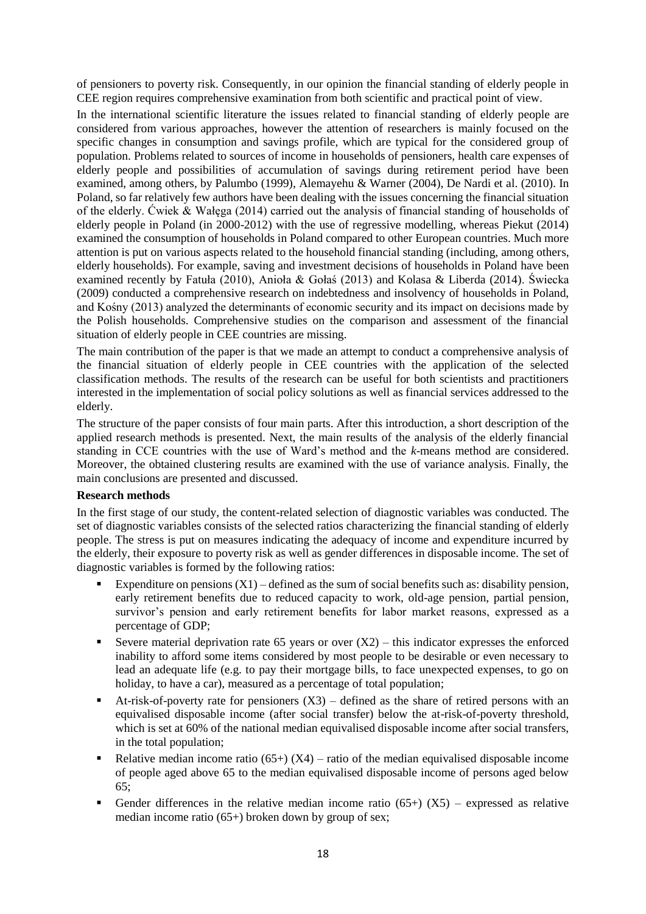of pensioners to poverty risk. Consequently, in our opinion the financial standing of elderly people in CEE region requires comprehensive examination from both scientific and practical point of view.

In the international scientific literature the issues related to financial standing of elderly people are considered from various approaches, however the attention of researchers is mainly focused on the specific changes in consumption and savings profile, which are typical for the considered group of population. Problems related to sources of income in households of pensioners, health care expenses of elderly people and possibilities of accumulation of savings during retirement period have been examined, among others, by Palumbo (1999), Alemayehu & Warner (2004), De Nardi et al. (2010). In Poland, so far relatively few authors have been dealing with the issues concerning the financial situation of the elderly. Ćwiek & Wałęga (2014) carried out the analysis of financial standing of households of elderly people in Poland (in 2000-2012) with the use of regressive modelling, whereas Piekut (2014) examined the consumption of households in Poland compared to other European countries. Much more attention is put on various aspects related to the household financial standing (including, among others, elderly households). For example, saving and investment decisions of households in Poland have been examined recently by Fatuła (2010), Anioła & Gołaś (2013) and Kolasa & Liberda (2014). Świecka (2009) conducted a comprehensive research on indebtedness and insolvency of households in Poland, and Kośny (2013) analyzed the determinants of economic security and its impact on decisions made by the Polish households. Comprehensive studies on the comparison and assessment of the financial situation of elderly people in CEE countries are missing.

The main contribution of the paper is that we made an attempt to conduct a comprehensive analysis of the financial situation of elderly people in CEE countries with the application of the selected classification methods. The results of the research can be useful for both scientists and practitioners interested in the implementation of social policy solutions as well as financial services addressed to the elderly.

The structure of the paper consists of four main parts. After this introduction, a short description of the applied research methods is presented. Next, the main results of the analysis of the elderly financial standing in CCE countries with the use of Ward's method and the *k*-means method are considered. Moreover, the obtained clustering results are examined with the use of variance analysis. Finally, the main conclusions are presented and discussed.

**Research methods**

In the first stage of our study, the content-related selection of diagnostic variables was conducted. The set of diagnostic variables consists of the selected ratios characterizing the financial standing of elderly people. The stress is put on measures indicating the adequacy of income and expenditure incurred by the elderly, their exposure to poverty risk as well as gender differences in disposable income. The set of diagnostic variables is formed by the following ratios:

- Expenditure on pensions (X1) – defined as the sum of social benefits such as: disability pension, early retirement benefits due to reduced capacity to work, old-age pension, partial pension, survivor's pension and early retirement benefits for labor market reasons, expressed as a percentage of GDP;
- Severe material deprivation rate 65 years or over (X2) – this indicator expresses the enforced inability to afford some items considered by most people to be desirable or even necessary to lead an adequate life (e.g. to pay their mortgage bills, to face unexpected expenses, to go on holiday, to have a car), measured as a percentage of total population;
- At-risk-of-poverty rate for pensioners (X3) – defined as the share of retired persons with an equivalised disposable income (after social transfer) below the at-risk-of-poverty threshold, which is set at 60% of the national median equivalised disposable income after social transfers, in the total population;
- Relative median income ratio (65+) (X4) – ratio of the median equivalised disposable income of people aged above 65 to the median equivalised disposable income of persons aged below 65;
- Gender differences in the relative median income ratio (65+) (X5) – expressed as relative median income ratio (65+) broken down by group of sex;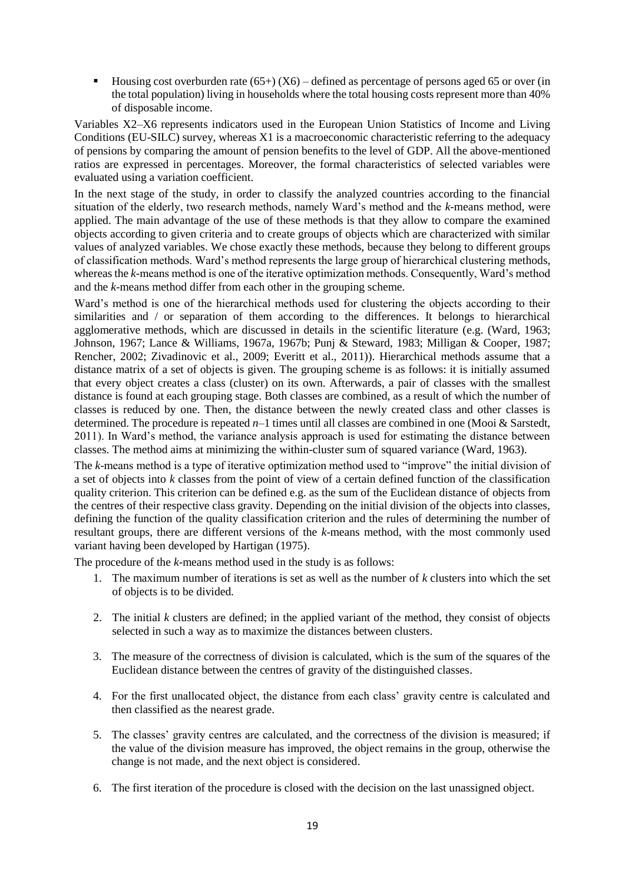- Housing cost overburden rate (65+) (X6) – defined as percentage of persons aged 65 or over (in the total population) living in households where the total housing costs represent more than 40% of disposable income.

Variables X2–X6 represents indicators used in the European Union Statistics of Income and Living Conditions (EU-SILC) survey, whereas X1 is a macroeconomic characteristic referring to the adequacy of pensions by comparing the amount of pension benefits to the level of GDP. All the above-mentioned ratios are expressed in percentages. Moreover, the formal characteristics of selected variables were evaluated using a variation coefficient.

In the next stage of the study, in order to classify the analyzed countries according to the financial situation of the elderly, two research methods, namely Ward's method and the *k*-means method, were applied. The main advantage of the use of these methods is that they allow to compare the examined objects according to given criteria and to create groups of objects which are characterized with similar values of analyzed variables. We chose exactly these methods, because they belong to different groups of classification methods. Ward's method represents the large group of hierarchical clustering methods, whereas the *k*-means method is one of the iterative optimization methods. Consequently, Ward's method and the *k*-means method differ from each other in the grouping scheme.

Ward's method is one of the hierarchical methods used for clustering the objects according to their similarities and / or separation of them according to the differences. It belongs to hierarchical agglomerative methods, which are discussed in details in the scientific literature (e.g. (Ward, 1963; Johnson, 1967; Lance & Williams, 1967a, 1967b; Punj & Steward, 1983; Milligan & Cooper, 1987; Rencher, 2002; Zivadinovic et al., 2009; Everitt et al., 2011)). Hierarchical methods assume that a distance matrix of a set of objects is given. The grouping scheme is as follows: it is initially assumed that every object creates a class (cluster) on its own. Afterwards, a pair of classes with the smallest distance is found at each grouping stage. Both classes are combined, as a result of which the number of classes is reduced by one. Then, the distance between the newly created class and other classes is determined. The procedure is repeated $n$–1 times until all classes are combined in one (Mooi & Sarstedt, 2011). In Ward's method, the variance analysis approach is used for estimating the distance between classes. The method aims at minimizing the within-cluster sum of squared variance (Ward, 1963).

The *k*-means method is a type of iterative optimization method used to "improve" the initial division of a set of objects into *k* classes from the point of view of a certain defined function of the classification quality criterion. This criterion can be defined e.g. as the sum of the Euclidean distance of objects from the centres of their respective class gravity. Depending on the initial division of the objects into classes, defining the function of the quality classification criterion and the rules of determining the number of resultant groups, there are different versions of the *k*-means method, with the most commonly used variant having been developed by Hartigan (1975).

The procedure of the *k*-means method used in the study is as follows:

1. The maximum number of iterations is set as well as the number of *k* clusters into which the set of objects is to be divided.
2. The initial *k* clusters are defined; in the applied variant of the method, they consist of objects selected in such a way as to maximize the distances between clusters.
3. The measure of the correctness of division is calculated, which is the sum of the squares of the Euclidean distance between the centres of gravity of the distinguished classes.
4. For the first unallocated object, the distance from each class' gravity centre is calculated and then classified as the nearest grade.
5. The classes' gravity centres are calculated, and the correctness of the division is measured; if the value of the division measure has improved, the object remains in the group, otherwise the change is not made, and the next object is considered.
6. The first iteration of the procedure is closed with the decision on the last unassigned object.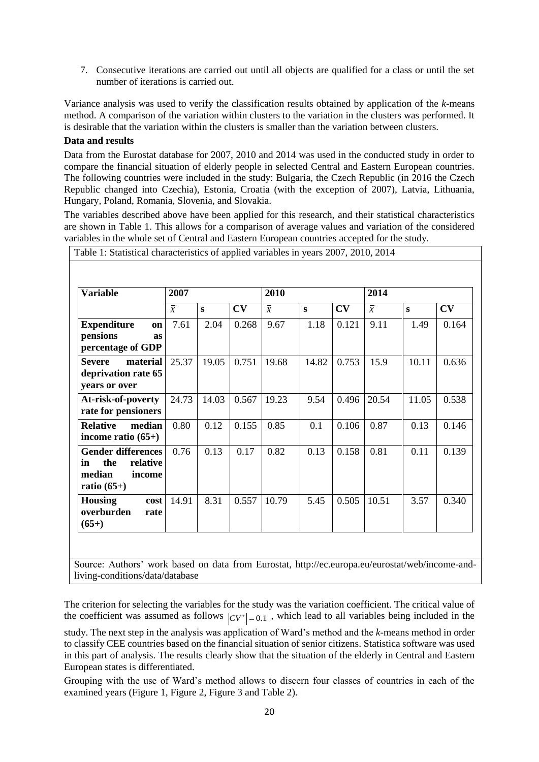7. Consecutive iterations are carried out until all objects are qualified for a class or until the set number of iterations is carried out.

Variance analysis was used to verify the classification results obtained by application of the *k*-means method. A comparison of the variation within clusters to the variation in the clusters was performed. It is desirable that the variation within the clusters is smaller than the variation between clusters.

**Data and results**

Data from the Eurostat database for 2007, 2010 and 2014 was used in the conducted study in order to compare the financial situation of elderly people in selected Central and Eastern European countries. The following countries were included in the study: Bulgaria, the Czech Republic (in 2016 the Czech Republic changed into Czechia), Estonia, Croatia (with the exception of 2007), Latvia, Lithuania, Hungary, Poland, Romania, Slovenia, and Slovakia.

The variables described above have been applied for this research, and their statistical characteristics are shown in Table 1. This allows for a comparison of average values and variation of the considered variables in the whole set of Central and Eastern European countries accepted for the study.

Table 1: Statistical characteristics of applied variables in years 2007, 2010, 2014

| Variable | 2007 | | | 2010 | | | 2014 | | |
|---|---|---|---|---|---|---|---|---|---|
| | $\bar{x}$ | s | CV | $\bar{x}$ | s | CV | $\bar{x}$ | s | CV |
| **Expenditure on pensions as percentage of GDP** | 7.61 | 2.04 | 0.268 | 9.67 | 1.18 | 0.121 | 9.11 | 1.49 | 0.164 |
| **Severe material deprivation rate 65 years or over** | 25.37 | 19.05 | 0.751 | 19.68 | 14.82 | 0.753 | 15.9 | 10.11 | 0.636 |
| **At-risk-of-poverty rate for pensioners** | 24.73 | 14.03 | 0.567 | 19.23 | 9.54 | 0.496 | 20.54 | 11.05 | 0.538 |
| **Relative median income ratio (65+)** | 0.80 | 0.12 | 0.155 | 0.85 | 0.1 | 0.106 | 0.87 | 0.13 | 0.146 |
| **Gender differences in the relative median income ratio (65+)** | 0.76 | 0.13 | 0.17 | 0.82 | 0.13 | 0.158 | 0.81 | 0.11 | 0.139 |
| **Housing cost overburden rate (65+)** | 14.91 | 8.31 | 0.557 | 10.79 | 5.45 | 0.505 | 10.51 | 3.57 | 0.340 |

Source: Authors' work based on data from Eurostat, http://ec.europa.eu/eurostat/web/income-and-living-conditions/data/database

The criterion for selecting the variables for the study was the variation coefficient. The critical value of the coefficient was assumed as follows $|CV^*| = 0.1$ , which lead to all variables being included in the study. The next step in the analysis was application of Ward's method and the *k*-means method in order to classify CEE countries based on the financial situation of senior citizens. Statistica software was used in this part of analysis. The results clearly show that the situation of the elderly in Central and Eastern European states is differentiated.

Grouping with the use of Ward's method allows to discern four classes of countries in each of the examined years (Figure 1, Figure 2, Figure 3 and Table 2).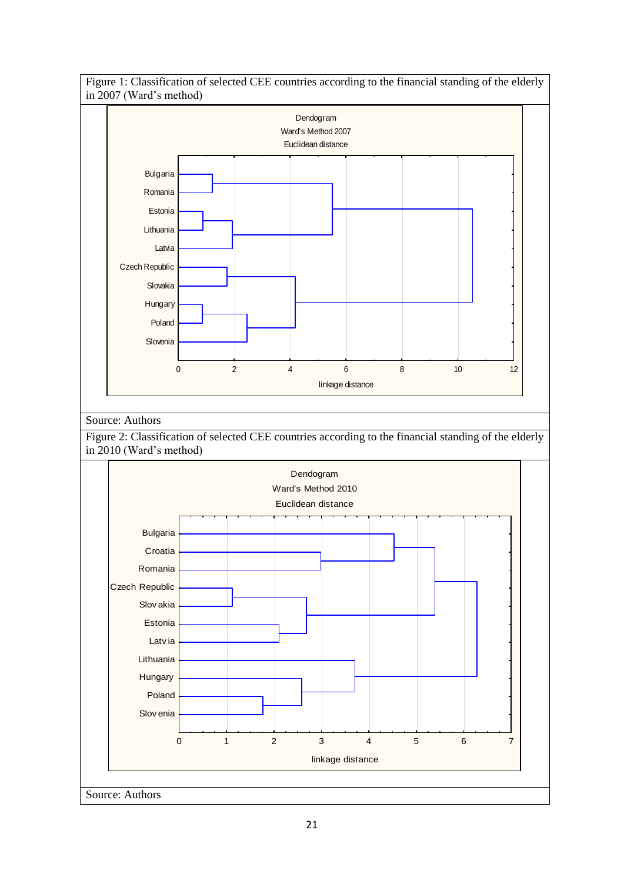Figure 1: Classification of selected CEE countries according to the financial standing of the elderly in 2007 (Ward's method)

Source: Authors

Figure 2: Classification of selected CEE countries according to the financial standing of the elderly in 2010 (Ward's method)

Source: Authors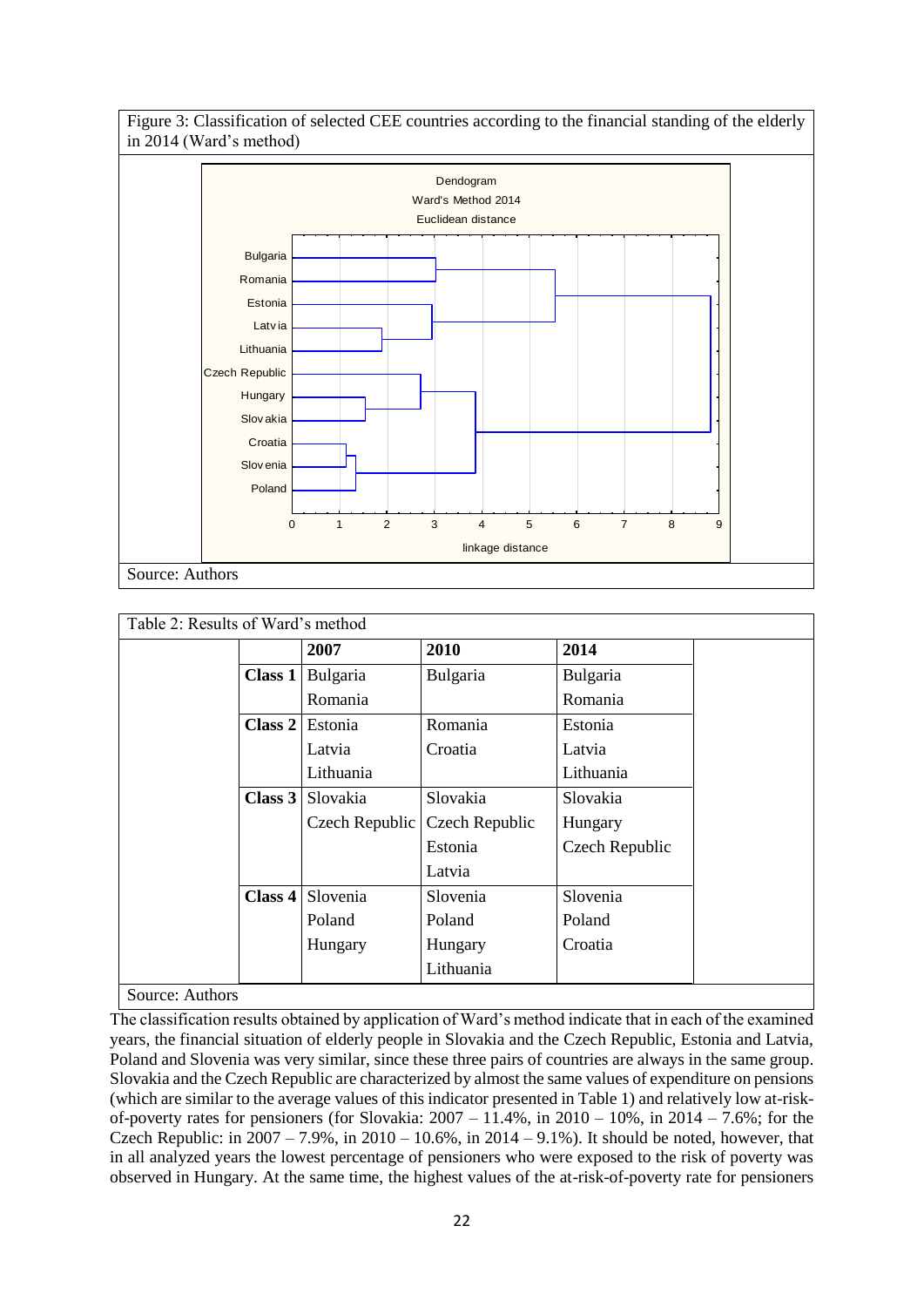Figure 3: Classification of selected CEE countries according to the financial standing of the elderly in 2014 (Ward's method)

Source: Authors

Table 2: Results of Ward's method

| | 2007 | 2010 | 2014 |
|---|---|---|---|
| **Class 1** | Bulgaria | Bulgaria | Bulgaria |
| | Romania | | Romania |
| **Class 2** | Estonia | Romania | Estonia |
| | Latvia | Croatia | Latvia |
| | Lithuania | | Lithuania |
| **Class 3** | Slovakia | Slovakia | Slovakia |
| | Czech Republic | Czech Republic | Hungary |
| | | Estonia | Czech Republic |
| | | Latvia | |
| **Class 4** | Slovenia | Slovenia | Slovenia |
| | Poland | Poland | Poland |
| | Hungary | Hungary | Croatia |
| | | Lithuania | |

Source: Authors

The classification results obtained by application of Ward's method indicate that in each of the examined years, the financial situation of elderly people in Slovakia and the Czech Republic, Estonia and Latvia, Poland and Slovenia was very similar, since these three pairs of countries are always in the same group. Slovakia and the Czech Republic are characterized by almost the same values of expenditure on pensions (which are similar to the average values of this indicator presented in Table 1) and relatively low at-risk-of-poverty rates for pensioners (for Slovakia: 2007 – 11.4%, in 2010 – 10%, in 2014 – 7.6%; for the Czech Republic: in 2007 – 7.9%, in 2010 – 10.6%, in 2014 – 9.1%). It should be noted, however, that in all analyzed years the lowest percentage of pensioners who were exposed to the risk of poverty was observed in Hungary. At the same time, the highest values of the at-risk-of-poverty rate for pensioners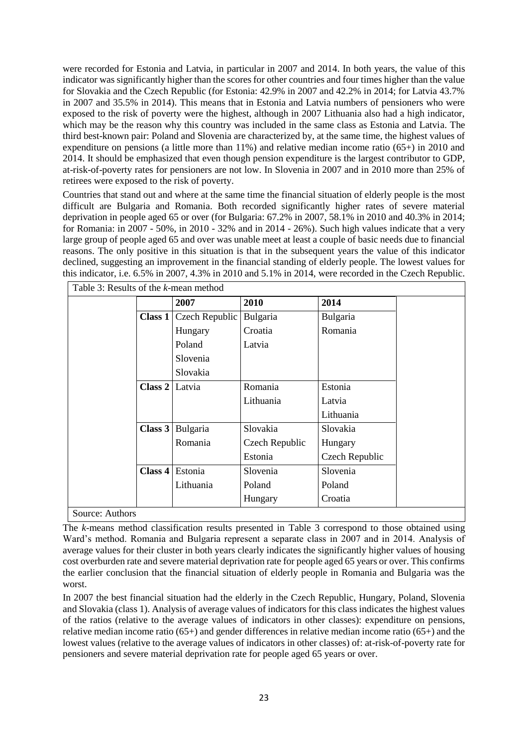were recorded for Estonia and Latvia, in particular in 2007 and 2014. In both years, the value of this indicator was significantly higher than the scores for other countries and four times higher than the value for Slovakia and the Czech Republic (for Estonia: 42.9% in 2007 and 42.2% in 2014; for Latvia 43.7% in 2007 and 35.5% in 2014). This means that in Estonia and Latvia numbers of pensioners who were exposed to the risk of poverty were the highest, although in 2007 Lithuania also had a high indicator, which may be the reason why this country was included in the same class as Estonia and Latvia. The third best-known pair: Poland and Slovenia are characterized by, at the same time, the highest values of expenditure on pensions (a little more than 11%) and relative median income ratio (65+) in 2010 and 2014. It should be emphasized that even though pension expenditure is the largest contributor to GDP, at-risk-of-poverty rates for pensioners are not low. In Slovenia in 2007 and in 2010 more than 25% of retirees were exposed to the risk of poverty.

Countries that stand out and where at the same time the financial situation of elderly people is the most difficult are Bulgaria and Romania. Both recorded significantly higher rates of severe material deprivation in people aged 65 or over (for Bulgaria: 67.2% in 2007, 58.1% in 2010 and 40.3% in 2014; for Romania: in 2007 - 50%, in 2010 - 32% and in 2014 - 26%). Such high values indicate that a very large group of people aged 65 and over was unable meet at least a couple of basic needs due to financial reasons. The only positive in this situation is that in the subsequent years the value of this indicator declined, suggesting an improvement in the financial standing of elderly people. The lowest values for this indicator, i.e. 6.5% in 2007, 4.3% in 2010 and 5.1% in 2014, were recorded in the Czech Republic.

Table 3: Results of the *k*-mean method

| | 2007 | 2010 | 2014 |
|---|---|---|---|
| **Class 1** | Czech Republic | Bulgaria | Bulgaria |
| | Hungary | Croatia | Romania |
| | Poland | Latvia | |
| | Slovenia | | |
| | Slovakia | | |
| **Class 2** | Latvia | Romania | Estonia |
| | | Lithuania | Latvia |
| | | | Lithuania |
| **Class 3** | Bulgaria | Slovakia | Slovakia |
| | Romania | Czech Republic | Hungary |
| | | Estonia | Czech Republic |
| **Class 4** | Estonia | Slovenia | Slovenia |
| | Lithuania | Poland | Poland |
| | | Hungary | Croatia |

Source: Authors

The *k*-means method classification results presented in Table 3 correspond to those obtained using Ward's method. Romania and Bulgaria represent a separate class in 2007 and in 2014. Analysis of average values for their cluster in both years clearly indicates the significantly higher values of housing cost overburden rate and severe material deprivation rate for people aged 65 years or over. This confirms the earlier conclusion that the financial situation of elderly people in Romania and Bulgaria was the worst.

In 2007 the best financial situation had the elderly in the Czech Republic, Hungary, Poland, Slovenia and Slovakia (class 1). Analysis of average values of indicators for this class indicates the highest values of the ratios (relative to the average values of indicators in other classes): expenditure on pensions, relative median income ratio (65+) and gender differences in relative median income ratio (65+) and the lowest values (relative to the average values of indicators in other classes) of: at-risk-of-poverty rate for pensioners and severe material deprivation rate for people aged 65 years or over.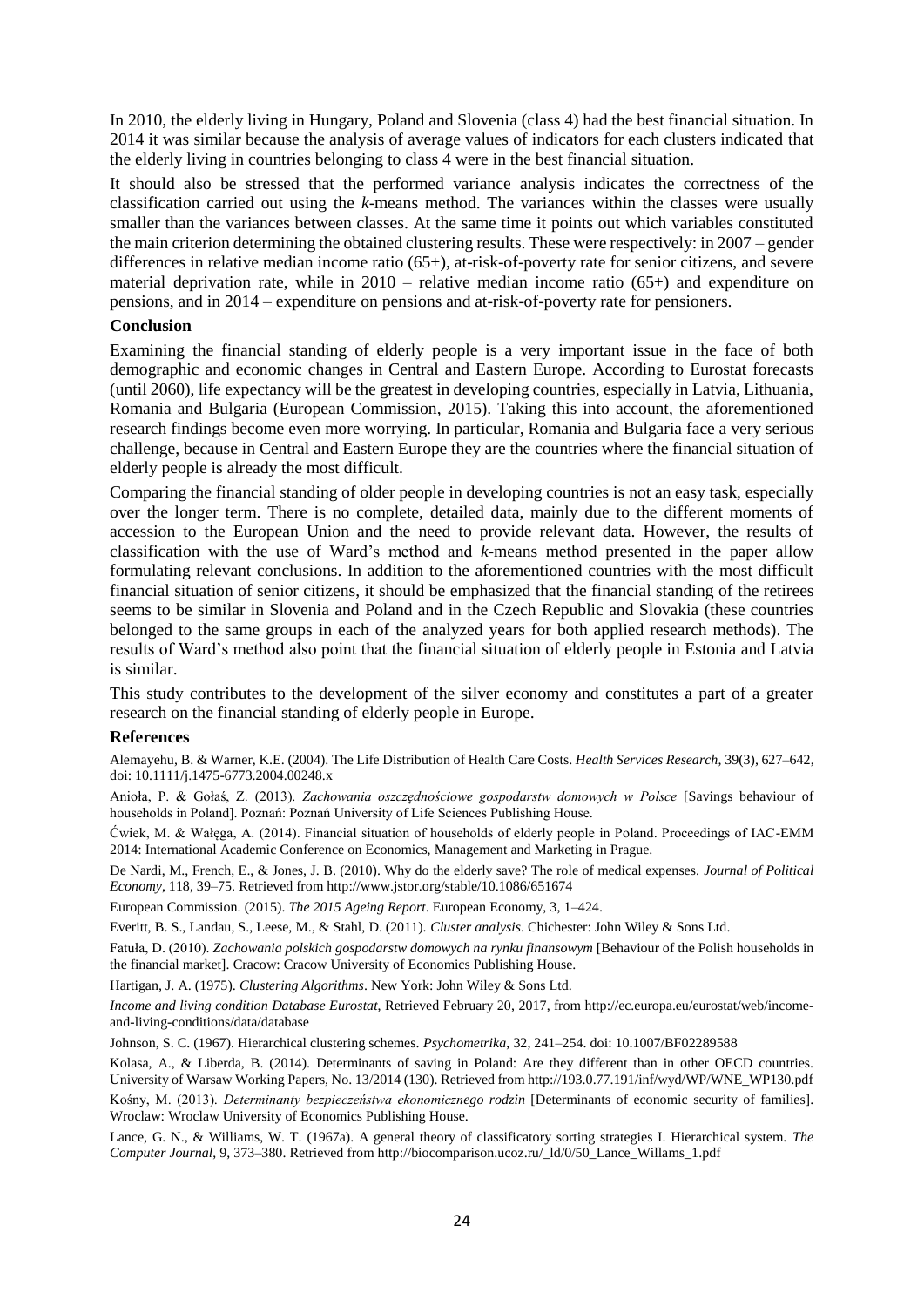In 2010, the elderly living in Hungary, Poland and Slovenia (class 4) had the best financial situation. In 2014 it was similar because the analysis of average values of indicators for each clusters indicated that the elderly living in countries belonging to class 4 were in the best financial situation.

It should also be stressed that the performed variance analysis indicates the correctness of the classification carried out using the *k*-means method. The variances within the classes were usually smaller than the variances between classes. At the same time it points out which variables constituted the main criterion determining the obtained clustering results. These were respectively: in 2007 – gender differences in relative median income ratio (65+), at-risk-of-poverty rate for senior citizens, and severe material deprivation rate, while in 2010 – relative median income ratio (65+) and expenditure on pensions, and in 2014 – expenditure on pensions and at-risk-of-poverty rate for pensioners.

## Conclusion

Examining the financial standing of elderly people is a very important issue in the face of both demographic and economic changes in Central and Eastern Europe. According to Eurostat forecasts (until 2060), life expectancy will be the greatest in developing countries, especially in Latvia, Lithuania, Romania and Bulgaria (European Commission, 2015). Taking this into account, the aforementioned research findings become even more worrying. In particular, Romania and Bulgaria face a very serious challenge, because in Central and Eastern Europe they are the countries where the financial situation of elderly people is already the most difficult.

Comparing the financial standing of older people in developing countries is not an easy task, especially over the longer term. There is no complete, detailed data, mainly due to the different moments of accession to the European Union and the need to provide relevant data. However, the results of classification with the use of Ward's method and *k*-means method presented in the paper allow formulating relevant conclusions. In addition to the aforementioned countries with the most difficult financial situation of senior citizens, it should be emphasized that the financial standing of the retirees seems to be similar in Slovenia and Poland and in the Czech Republic and Slovakia (these countries belonged to the same groups in each of the analyzed years for both applied research methods). The results of Ward's method also point that the financial situation of elderly people in Estonia and Latvia is similar.

This study contributes to the development of the silver economy and constitutes a part of a greater research on the financial standing of elderly people in Europe.

## References

Alemayehu, B. & Warner, K.E. (2004). The Life Distribution of Health Care Costs. *Health Services Research*, 39(3), 627–642, doi: 10.1111/j.1475-6773.2004.00248.x

Anioła, P. & Gołaś, Z. (2013). *Zachowania oszczędnościowe gospodarstw domowych w Polsce* [Savings behaviour of households in Poland]. Poznań: Poznań University of Life Sciences Publishing House.

Ćwiek, M. & Wałęga, A. (2014). Financial situation of households of elderly people in Poland. Proceedings of IAC-EMM 2014: International Academic Conference on Economics, Management and Marketing in Prague.

De Nardi, M., French, E., & Jones, J. B. (2010). Why do the elderly save? The role of medical expenses. *Journal of Political Economy*, 118, 39–75. Retrieved from http://www.jstor.org/stable/10.1086/651674

European Commission. (2015). *The 2015 Ageing Report*. European Economy, 3, 1–424.

Everitt, B. S., Landau, S., Leese, M., & Stahl, D. (2011). *Cluster analysis*. Chichester: John Wiley & Sons Ltd.

Fatuła, D. (2010). *Zachowania polskich gospodarstw domowych na rynku finansowym* [Behaviour of the Polish households in the financial market]. Cracow: Cracow University of Economics Publishing House.

Hartigan, J. A. (1975). *Clustering Algorithms*. New York: John Wiley & Sons Ltd.

*Income and living condition Database Eurostat*, Retrieved February 20, 2017, from http://ec.europa.eu/eurostat/web/income-and-living-conditions/data/database

Johnson, S. C. (1967). Hierarchical clustering schemes. *Psychometrika*, 32, 241–254. doi: 10.1007/BF02289588

Kolasa, A., & Liberda, B. (2014). Determinants of saving in Poland: Are they different than in other OECD countries. University of Warsaw Working Papers, No. 13/2014 (130). Retrieved from http://193.0.77.191/inf/wyd/WP/WNE_WP130.pdf

Kośny, M. (2013). *Determinanty bezpieczeństwa ekonomicznego rodzin* [Determinants of economic security of families]. Wroclaw: Wroclaw University of Economics Publishing House.

Lance, G. N., & Williams, W. T. (1967a). A general theory of classificatory sorting strategies I. Hierarchical system. *The Computer Journal*, 9, 373–380. Retrieved from http://biocomparison.ucoz.ru/_ld/0/50_Lance_Willams_1.pdf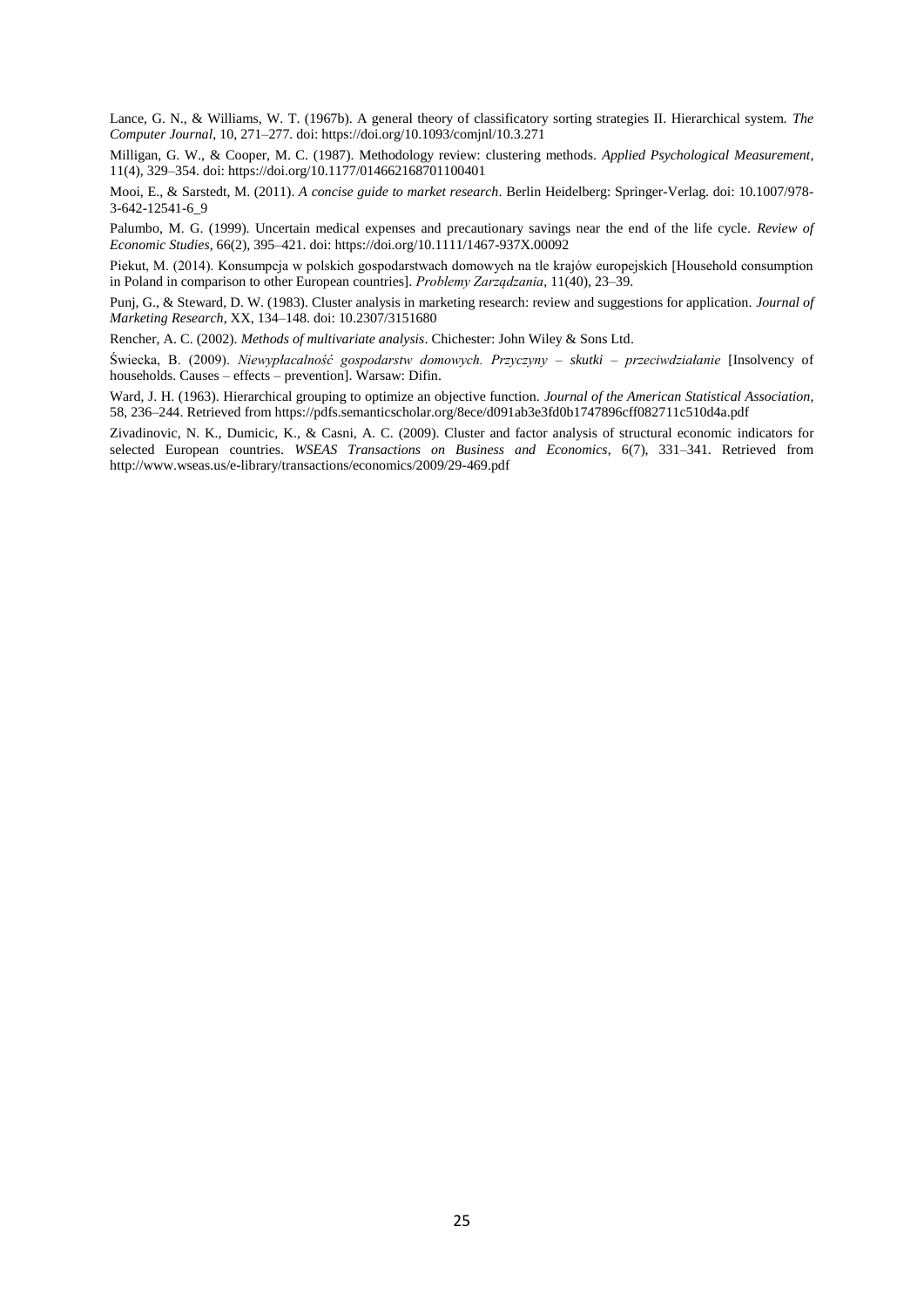Lance, G. N., & Williams, W. T. (1967b). A general theory of classificatory sorting strategies II. Hierarchical system. *The Computer Journal*, 10, 271–277. doi: https://doi.org/10.1093/comjnl/10.3.271

Milligan, G. W., & Cooper, M. C. (1987). Methodology review: clustering methods. *Applied Psychological Measurement*, 11(4), 329–354. doi: https://doi.org/10.1177/014662168701100401

Mooi, E., & Sarstedt, M. (2011). *A concise guide to market research*. Berlin Heidelberg: Springer-Verlag. doi: 10.1007/978-3-642-12541-6_9

Palumbo, M. G. (1999). Uncertain medical expenses and precautionary savings near the end of the life cycle. *Review of Economic Studies*, 66(2), 395–421. doi: https://doi.org/10.1111/1467-937X.00092

Piekut, M. (2014). Konsumpcja w polskich gospodarstwach domowych na tle krajów europejskich [Household consumption in Poland in comparison to other European countries]. *Problemy Zarządzania*, 11(40), 23–39.

Punj, G., & Steward, D. W. (1983). Cluster analysis in marketing research: review and suggestions for application. *Journal of Marketing Research*, XX, 134–148. doi: 10.2307/3151680

Rencher, A. C. (2002). *Methods of multivariate analysis*. Chichester: John Wiley & Sons Ltd.

Świecka, B. (2009). *Niewypłacalność gospodarstw domowych. Przyczyny – skutki – przeciwdziałanie* [Insolvency of households. Causes – effects – prevention]. Warsaw: Difin.

Ward, J. H. (1963). Hierarchical grouping to optimize an objective function. *Journal of the American Statistical Association*, 58, 236–244. Retrieved from https://pdfs.semanticscholar.org/8ece/d091ab3e3fd0b1747896cff082711c510d4a.pdf

Zivadinovic, N. K., Dumicic, K., & Casni, A. C. (2009). Cluster and factor analysis of structural economic indicators for selected European countries. *WSEAS Transactions on Business and Economics*, 6(7), 331–341. Retrieved from http://www.wseas.us/e-library/transactions/economics/2009/29-469.pdf